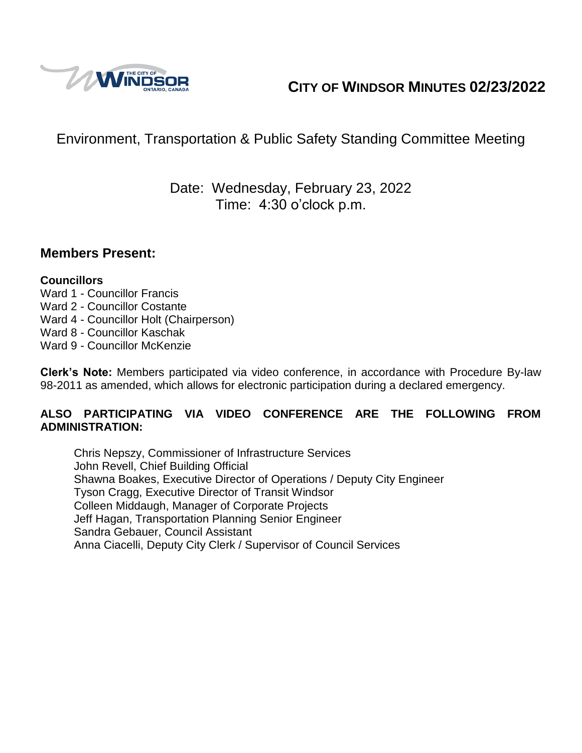# CITY OF WINDSOR MINUTES 02/23/2022

## Environment, Transportation & Public Safety Standing Committee Meeting

Date: Wednesday, February 23, 2022
Time: 4:30 o'clock p.m.

## Members Present:

**Councillors**
Ward 1 - Councillor Francis
Ward 2 - Councillor Costante
Ward 4 - Councillor Holt (Chairperson)
Ward 8 - Councillor Kaschak
Ward 9 - Councillor McKenzie

**Clerk's Note:** Members participated via video conference, in accordance with Procedure By-law 98-2011 as amended, which allows for electronic participation during a declared emergency.

**ALSO PARTICIPATING VIA VIDEO CONFERENCE ARE THE FOLLOWING FROM ADMINISTRATION:**

Chris Nepszy, Commissioner of Infrastructure Services
John Revell, Chief Building Official
Shawna Boakes, Executive Director of Operations / Deputy City Engineer
Tyson Cragg, Executive Director of Transit Windsor
Colleen Middaugh, Manager of Corporate Projects
Jeff Hagan, Transportation Planning Senior Engineer
Sandra Gebauer, Council Assistant
Anna Ciacelli, Deputy City Clerk / Supervisor of Council Services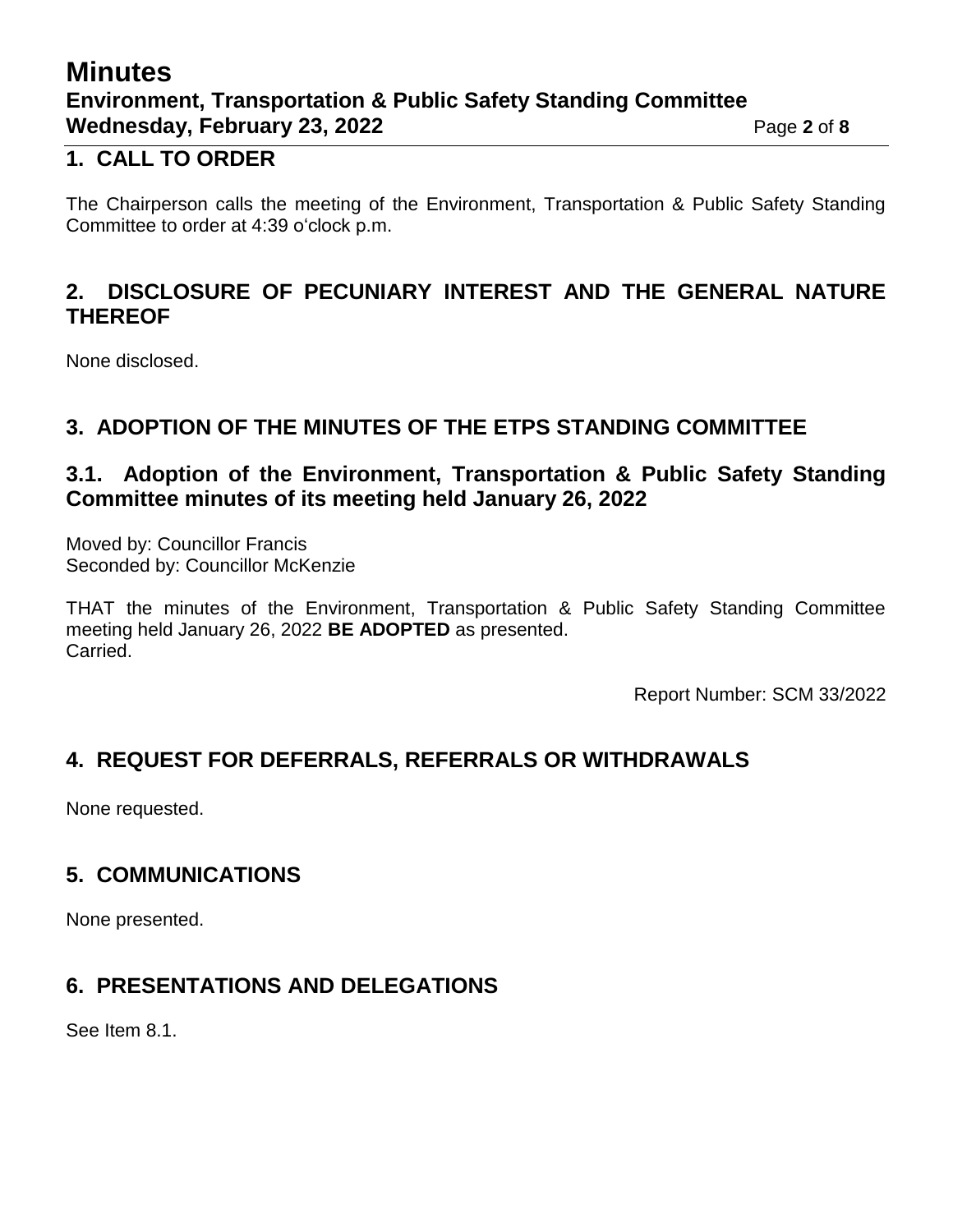## 1. CALL TO ORDER

The Chairperson calls the meeting of the Environment, Transportation & Public Safety Standing Committee to order at 4:39 o'clock p.m.

## 2. DISCLOSURE OF PECUNIARY INTEREST AND THE GENERAL NATURE THEREOF

None disclosed.

## 3. ADOPTION OF THE MINUTES OF THE ETPS STANDING COMMITTEE

### 3.1. Adoption of the Environment, Transportation & Public Safety Standing Committee minutes of its meeting held January 26, 2022

Moved by: Councillor Francis
Seconded by: Councillor McKenzie

THAT the minutes of the Environment, Transportation & Public Safety Standing Committee meeting held January 26, 2022 **BE ADOPTED** as presented.
Carried.

Report Number: SCM 33/2022

## 4. REQUEST FOR DEFERRALS, REFERRALS OR WITHDRAWALS

None requested.

## 5. COMMUNICATIONS

None presented.

## 6. PRESENTATIONS AND DELEGATIONS

See Item 8.1.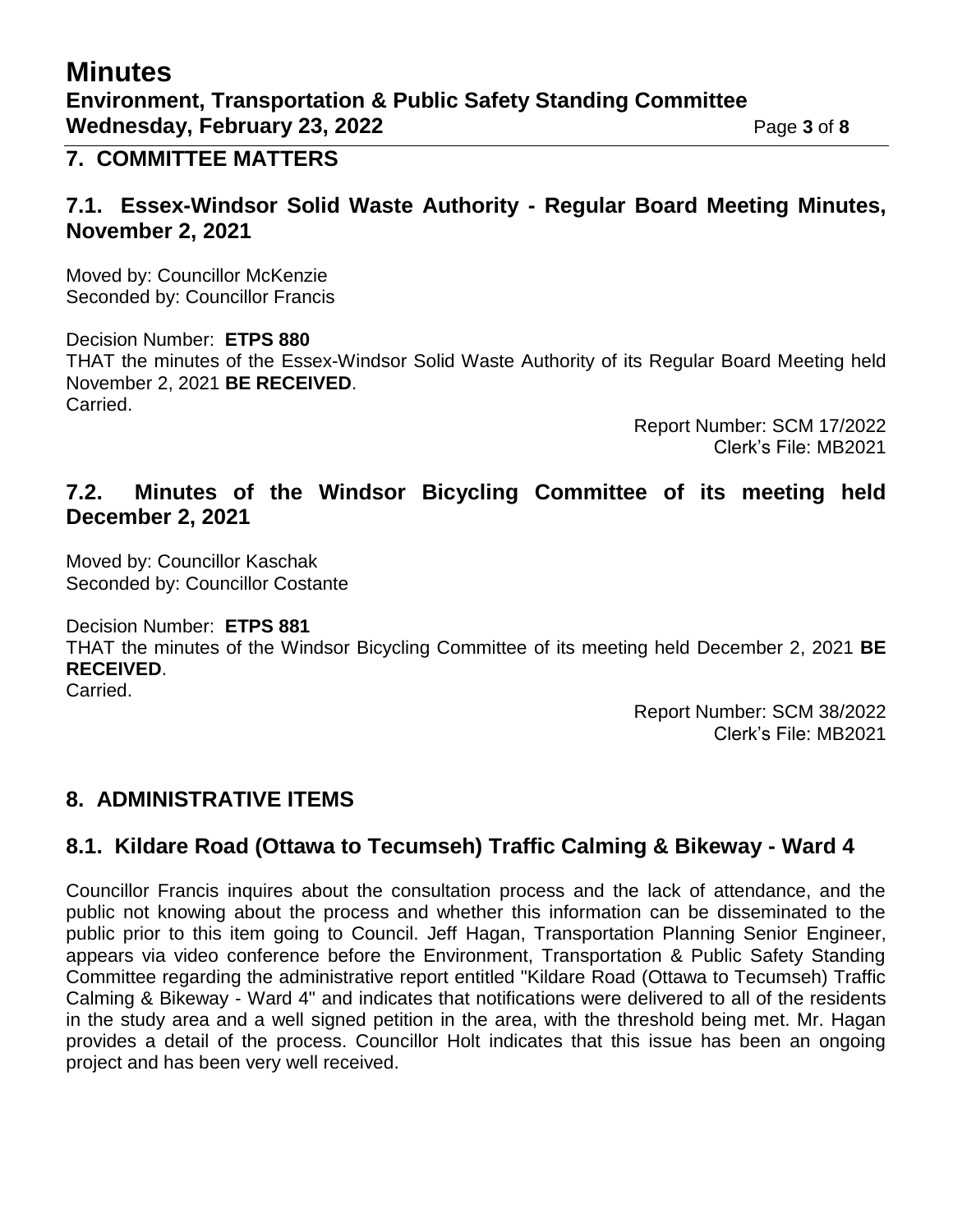## 7. COMMITTEE MATTERS

### 7.1. Essex-Windsor Solid Waste Authority - Regular Board Meeting Minutes, November 2, 2021

Moved by: Councillor McKenzie
Seconded by: Councillor Francis

Decision Number: **ETPS 880**
THAT the minutes of the Essex-Windsor Solid Waste Authority of its Regular Board Meeting held November 2, 2021 **BE RECEIVED**.
Carried.

Report Number: SCM 17/2022
Clerk's File: MB2021

### 7.2. Minutes of the Windsor Bicycling Committee of its meeting held December 2, 2021

Moved by: Councillor Kaschak
Seconded by: Councillor Costante

Decision Number: **ETPS 881**
THAT the minutes of the Windsor Bicycling Committee of its meeting held December 2, 2021 **BE RECEIVED**.
Carried.

Report Number: SCM 38/2022
Clerk's File: MB2021

## 8. ADMINISTRATIVE ITEMS

### 8.1. Kildare Road (Ottawa to Tecumseh) Traffic Calming & Bikeway - Ward 4

Councillor Francis inquires about the consultation process and the lack of attendance, and the public not knowing about the process and whether this information can be disseminated to the public prior to this item going to Council. Jeff Hagan, Transportation Planning Senior Engineer, appears via video conference before the Environment, Transportation & Public Safety Standing Committee regarding the administrative report entitled "Kildare Road (Ottawa to Tecumseh) Traffic Calming & Bikeway - Ward 4" and indicates that notifications were delivered to all of the residents in the study area and a well signed petition in the area, with the threshold being met. Mr. Hagan provides a detail of the process. Councillor Holt indicates that this issue has been an ongoing project and has been very well received.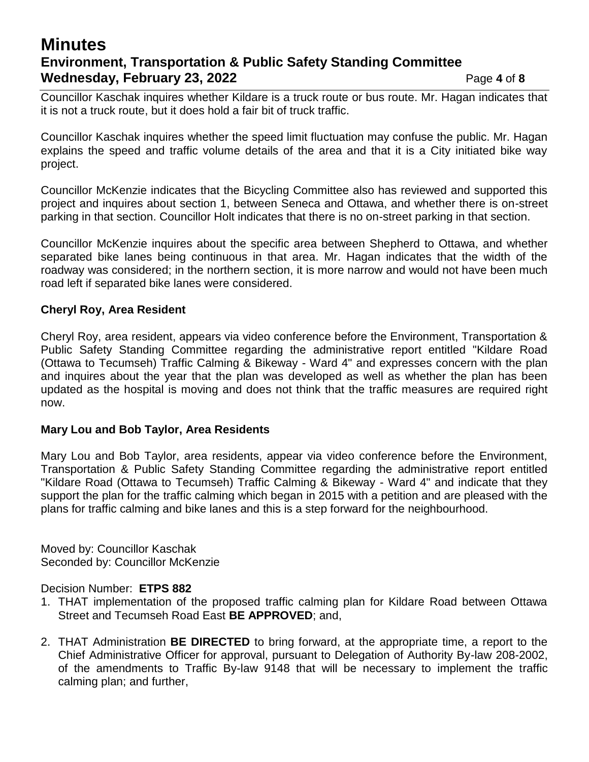Councillor Kaschak inquires whether Kildare is a truck route or bus route. Mr. Hagan indicates that it is not a truck route, but it does hold a fair bit of truck traffic.

Councillor Kaschak inquires whether the speed limit fluctuation may confuse the public. Mr. Hagan explains the speed and traffic volume details of the area and that it is a City initiated bike way project.

Councillor McKenzie indicates that the Bicycling Committee also has reviewed and supported this project and inquires about section 1, between Seneca and Ottawa, and whether there is on-street parking in that section. Councillor Holt indicates that there is no on-street parking in that section.

Councillor McKenzie inquires about the specific area between Shepherd to Ottawa, and whether separated bike lanes being continuous in that area. Mr. Hagan indicates that the width of the roadway was considered; in the northern section, it is more narrow and would not have been much road left if separated bike lanes were considered.

**Cheryl Roy, Area Resident**

Cheryl Roy, area resident, appears via video conference before the Environment, Transportation & Public Safety Standing Committee regarding the administrative report entitled "Kildare Road (Ottawa to Tecumseh) Traffic Calming & Bikeway - Ward 4" and expresses concern with the plan and inquires about the year that the plan was developed as well as whether the plan has been updated as the hospital is moving and does not think that the traffic measures are required right now.

**Mary Lou and Bob Taylor, Area Residents**

Mary Lou and Bob Taylor, area residents, appear via video conference before the Environment, Transportation & Public Safety Standing Committee regarding the administrative report entitled "Kildare Road (Ottawa to Tecumseh) Traffic Calming & Bikeway - Ward 4" and indicate that they support the plan for the traffic calming which began in 2015 with a petition and are pleased with the plans for traffic calming and bike lanes and this is a step forward for the neighbourhood.

Moved by: Councillor Kaschak
Seconded by: Councillor McKenzie

Decision Number: **ETPS 882**

1. THAT implementation of the proposed traffic calming plan for Kildare Road between Ottawa Street and Tecumseh Road East **BE APPROVED**; and,
2. THAT Administration **BE DIRECTED** to bring forward, at the appropriate time, a report to the Chief Administrative Officer for approval, pursuant to Delegation of Authority By-law 208-2002, of the amendments to Traffic By-law 9148 that will be necessary to implement the traffic calming plan; and further,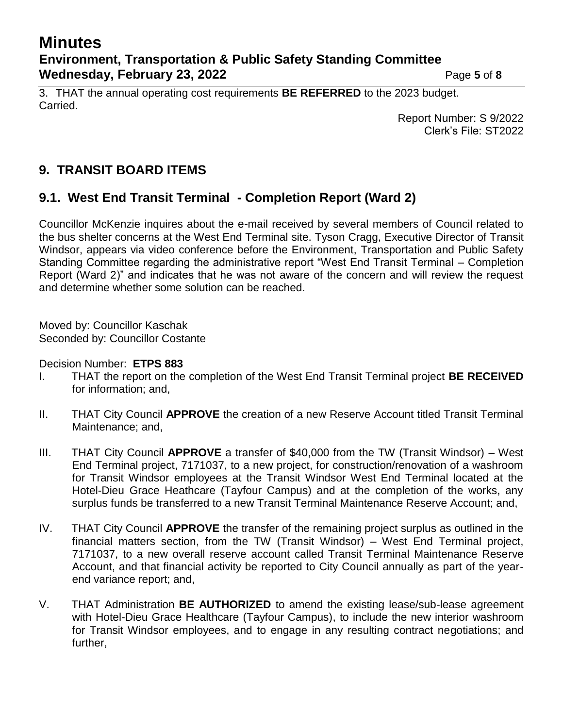3. THAT the annual operating cost requirements **BE REFERRED** to the 2023 budget.
Carried.

Report Number: S 9/2022
Clerk's File: ST2022

## 9. TRANSIT BOARD ITEMS

### 9.1. West End Transit Terminal - Completion Report (Ward 2)

Councillor McKenzie inquires about the e-mail received by several members of Council related to the bus shelter concerns at the West End Terminal site. Tyson Cragg, Executive Director of Transit Windsor, appears via video conference before the Environment, Transportation and Public Safety Standing Committee regarding the administrative report "West End Transit Terminal – Completion Report (Ward 2)" and indicates that he was not aware of the concern and will review the request and determine whether some solution can be reached.

Moved by: Councillor Kaschak
Seconded by: Councillor Costante

Decision Number: **ETPS 883**

I. THAT the report on the completion of the West End Transit Terminal project **BE RECEIVED** for information; and,

II. THAT City Council **APPROVE** the creation of a new Reserve Account titled Transit Terminal Maintenance; and,

III. THAT City Council **APPROVE** a transfer of $40,000 from the TW (Transit Windsor) – West End Terminal project, 7171037, to a new project, for construction/renovation of a washroom for Transit Windsor employees at the Transit Windsor West End Terminal located at the Hotel-Dieu Grace Heathcare (Tayfour Campus) and at the completion of the works, any surplus funds be transferred to a new Transit Terminal Maintenance Reserve Account; and,

IV. THAT City Council **APPROVE** the transfer of the remaining project surplus as outlined in the financial matters section, from the TW (Transit Windsor) – West End Terminal project, 7171037, to a new overall reserve account called Transit Terminal Maintenance Reserve Account, and that financial activity be reported to City Council annually as part of the year-end variance report; and,

V. THAT Administration **BE AUTHORIZED** to amend the existing lease/sub-lease agreement with Hotel-Dieu Grace Healthcare (Tayfour Campus), to include the new interior washroom for Transit Windsor employees, and to engage in any resulting contract negotiations; and further,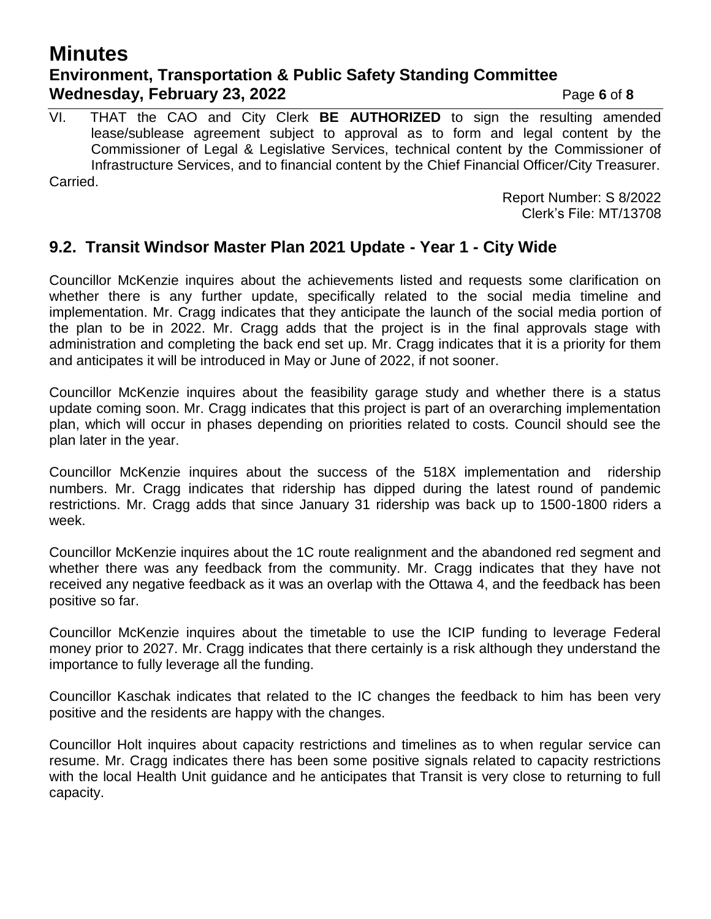VI. THAT the CAO and City Clerk **BE AUTHORIZED** to sign the resulting amended lease/sublease agreement subject to approval as to form and legal content by the Commissioner of Legal & Legislative Services, technical content by the Commissioner of Infrastructure Services, and to financial content by the Chief Financial Officer/City Treasurer.

Carried.

Report Number: S 8/2022
Clerk's File: MT/13708

## 9.2. Transit Windsor Master Plan 2021 Update - Year 1 - City Wide

Councillor McKenzie inquires about the achievements listed and requests some clarification on whether there is any further update, specifically related to the social media timeline and implementation. Mr. Cragg indicates that they anticipate the launch of the social media portion of the plan to be in 2022. Mr. Cragg adds that the project is in the final approvals stage with administration and completing the back end set up. Mr. Cragg indicates that it is a priority for them and anticipates it will be introduced in May or June of 2022, if not sooner.

Councillor McKenzie inquires about the feasibility garage study and whether there is a status update coming soon. Mr. Cragg indicates that this project is part of an overarching implementation plan, which will occur in phases depending on priorities related to costs. Council should see the plan later in the year.

Councillor McKenzie inquires about the success of the 518X implementation and ridership numbers. Mr. Cragg indicates that ridership has dipped during the latest round of pandemic restrictions. Mr. Cragg adds that since January 31 ridership was back up to 1500-1800 riders a week.

Councillor McKenzie inquires about the 1C route realignment and the abandoned red segment and whether there was any feedback from the community. Mr. Cragg indicates that they have not received any negative feedback as it was an overlap with the Ottawa 4, and the feedback has been positive so far.

Councillor McKenzie inquires about the timetable to use the ICIP funding to leverage Federal money prior to 2027. Mr. Cragg indicates that there certainly is a risk although they understand the importance to fully leverage all the funding.

Councillor Kaschak indicates that related to the IC changes the feedback to him has been very positive and the residents are happy with the changes.

Councillor Holt inquires about capacity restrictions and timelines as to when regular service can resume. Mr. Cragg indicates there has been some positive signals related to capacity restrictions with the local Health Unit guidance and he anticipates that Transit is very close to returning to full capacity.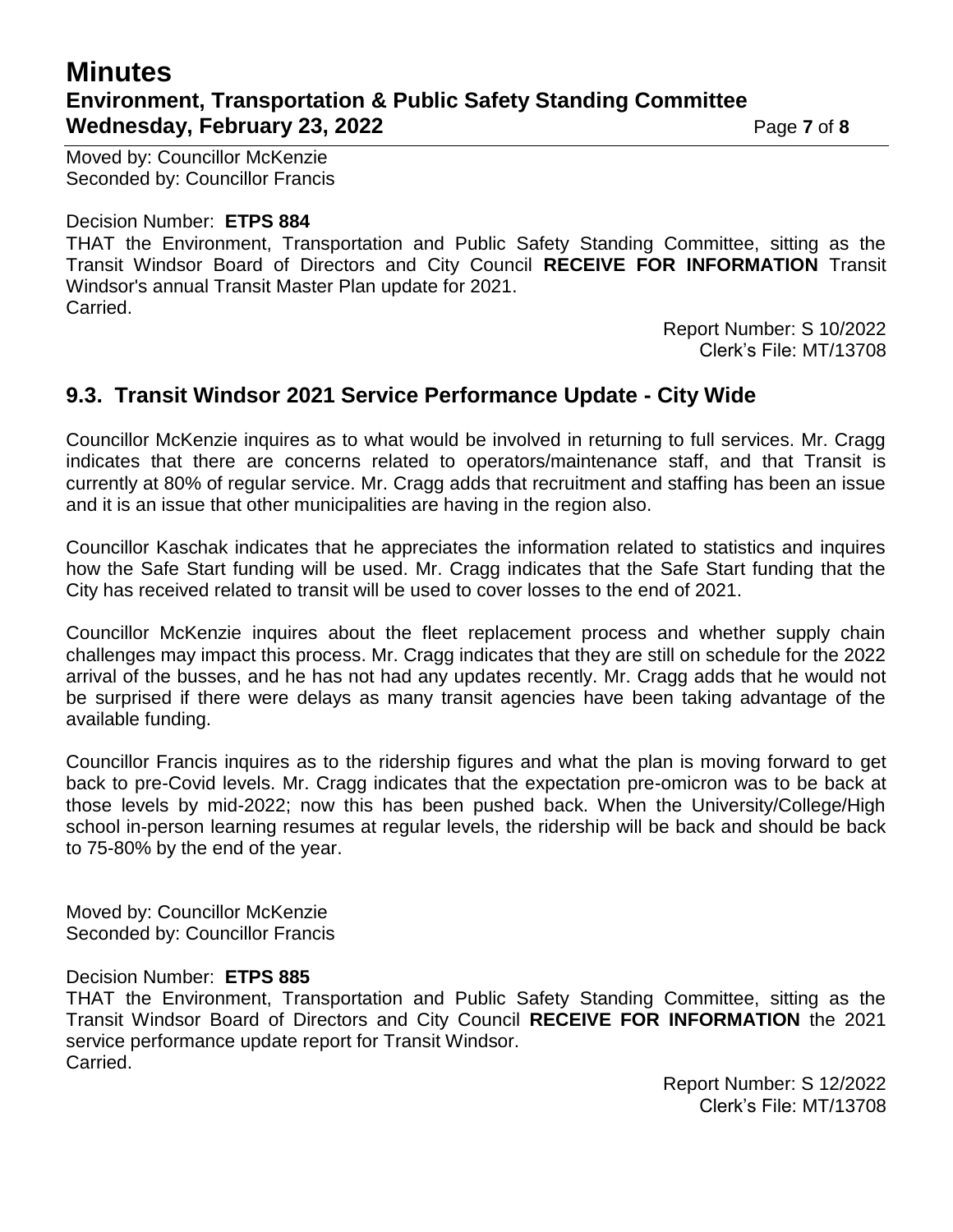Moved by: Councillor McKenzie
Seconded by: Councillor Francis

Decision Number: **ETPS 884**
THAT the Environment, Transportation and Public Safety Standing Committee, sitting as the Transit Windsor Board of Directors and City Council **RECEIVE FOR INFORMATION** Transit Windsor's annual Transit Master Plan update for 2021.
Carried.

Report Number: S 10/2022
Clerk's File: MT/13708

## 9.3. Transit Windsor 2021 Service Performance Update - City Wide

Councillor McKenzie inquires as to what would be involved in returning to full services. Mr. Cragg indicates that there are concerns related to operators/maintenance staff, and that Transit is currently at 80% of regular service. Mr. Cragg adds that recruitment and staffing has been an issue and it is an issue that other municipalities are having in the region also.

Councillor Kaschak indicates that he appreciates the information related to statistics and inquires how the Safe Start funding will be used. Mr. Cragg indicates that the Safe Start funding that the City has received related to transit will be used to cover losses to the end of 2021.

Councillor McKenzie inquires about the fleet replacement process and whether supply chain challenges may impact this process. Mr. Cragg indicates that they are still on schedule for the 2022 arrival of the busses, and he has not had any updates recently. Mr. Cragg adds that he would not be surprised if there were delays as many transit agencies have been taking advantage of the available funding.

Councillor Francis inquires as to the ridership figures and what the plan is moving forward to get back to pre-Covid levels. Mr. Cragg indicates that the expectation pre-omicron was to be back at those levels by mid-2022; now this has been pushed back. When the University/College/High school in-person learning resumes at regular levels, the ridership will be back and should be back to 75-80% by the end of the year.

Moved by: Councillor McKenzie
Seconded by: Councillor Francis

Decision Number: **ETPS 885**
THAT the Environment, Transportation and Public Safety Standing Committee, sitting as the Transit Windsor Board of Directors and City Council **RECEIVE FOR INFORMATION** the 2021 service performance update report for Transit Windsor.
Carried.

Report Number: S 12/2022
Clerk's File: MT/13708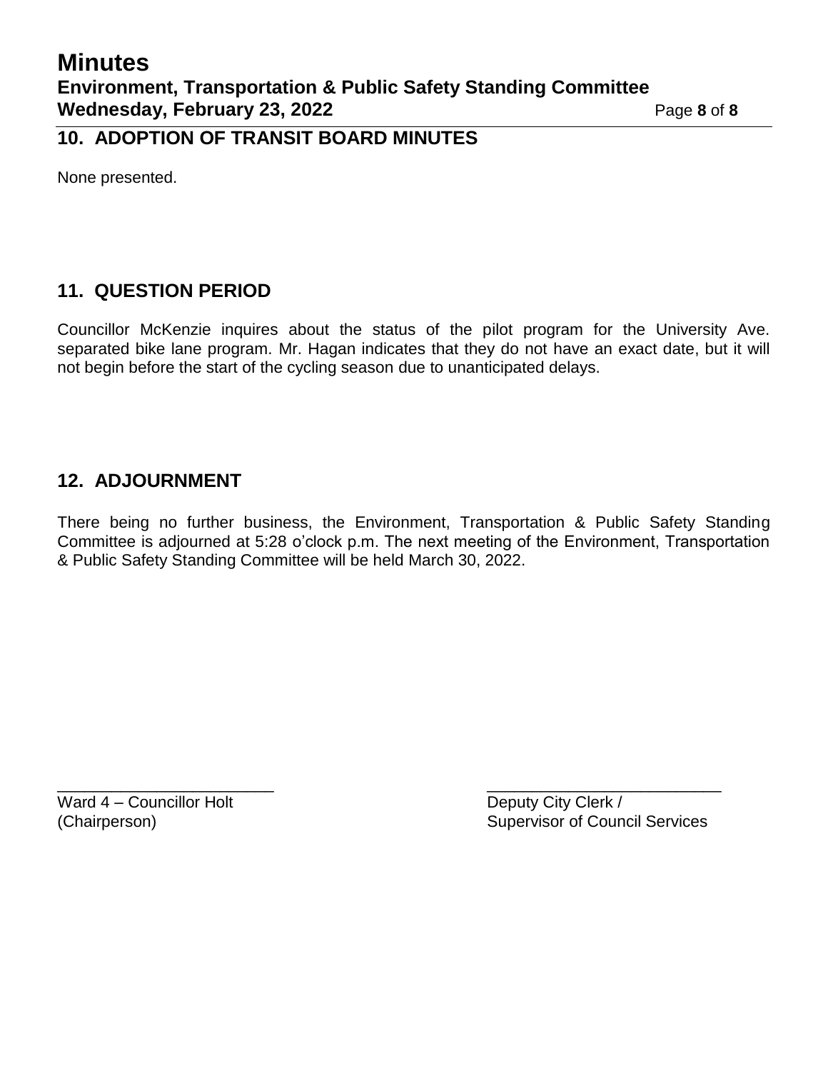## 10. ADOPTION OF TRANSIT BOARD MINUTES

None presented.

## 11. QUESTION PERIOD

Councillor McKenzie inquires about the status of the pilot program for the University Ave. separated bike lane program. Mr. Hagan indicates that they do not have an exact date, but it will not begin before the start of the cycling season due to unanticipated delays.

## 12. ADJOURNMENT

There being no further business, the Environment, Transportation & Public Safety Standing Committee is adjourned at 5:28 o'clock p.m. The next meeting of the Environment, Transportation & Public Safety Standing Committee will be held March 30, 2022.

\_\_\_\_\_\_\_\_\_\_\_\_\_\_\_\_\_\_\_\_\_\_\_\_\_\_
Ward 4 – Councillor Holt
(Chairperson)

\_\_\_\_\_\_\_\_\_\_\_\_\_\_\_\_\_\_\_\_\_\_\_\_\_\_
Deputy City Clerk /
Supervisor of Council Services